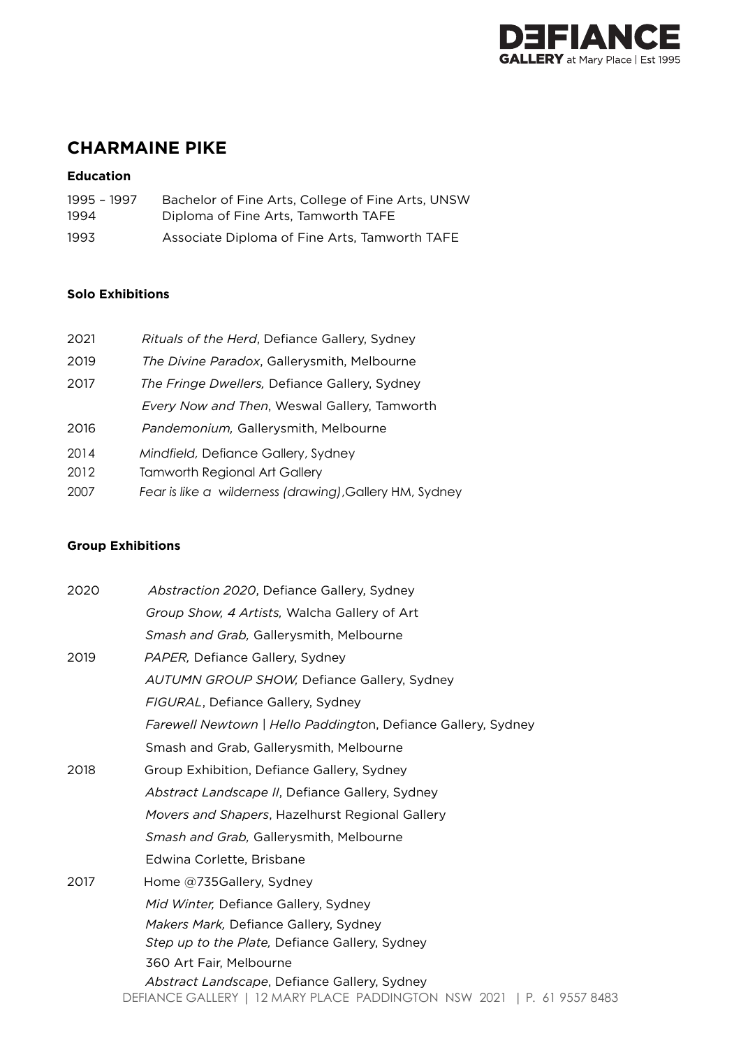# CHARMAINE PIKE

### Education

1995 – 1997 Bachelor of Fine Arts, College of Fine Arts, UNSW
1994 Diploma of Fine Arts, Tamworth TAFE
1993 Associate Diploma of Fine Arts, Tamworth TAFE

### Solo Exhibitions

2021 *Rituals of the Herd*, Defiance Gallery, Sydney
2019 *The Divine Paradox*, Gallerysmith, Melbourne
2017 *The Fringe Dwellers,* Defiance Gallery, Sydney
*Every Now and Then*, Weswal Gallery, Tamworth
2016 *Pandemonium,* Gallerysmith, Melbourne
2014 *Mindfield,* Defiance Gallery, Sydney
2012 Tamworth Regional Art Gallery
2007 *Fear is like a wilderness (drawing)*,Gallery HM, Sydney

### Group Exhibitions

2020 *Abstraction 2020*, Defiance Gallery, Sydney
*Group Show, 4 Artists,* Walcha Gallery of Art
*Smash and Grab,* Gallerysmith, Melbourne
2019 *PAPER,* Defiance Gallery, Sydney
*AUTUMN GROUP SHOW,* Defiance Gallery, Sydney
*FIGURAL*, Defiance Gallery, Sydney
*Farewell Newtown | Hello Paddington*, Defiance Gallery, Sydney
Smash and Grab, Gallerysmith, Melbourne
2018 Group Exhibition, Defiance Gallery, Sydney
*Abstract Landscape II*, Defiance Gallery, Sydney
*Movers and Shapers*, Hazelhurst Regional Gallery
*Smash and Grab,* Gallerysmith, Melbourne
Edwina Corlette, Brisbane
2017 Home @735Gallery, Sydney
*Mid Winter,* Defiance Gallery, Sydney
*Makers Mark,* Defiance Gallery, Sydney
*Step up to the Plate,* Defiance Gallery, Sydney
360 Art Fair, Melbourne
*Abstract Landscape*, Defiance Gallery, Sydney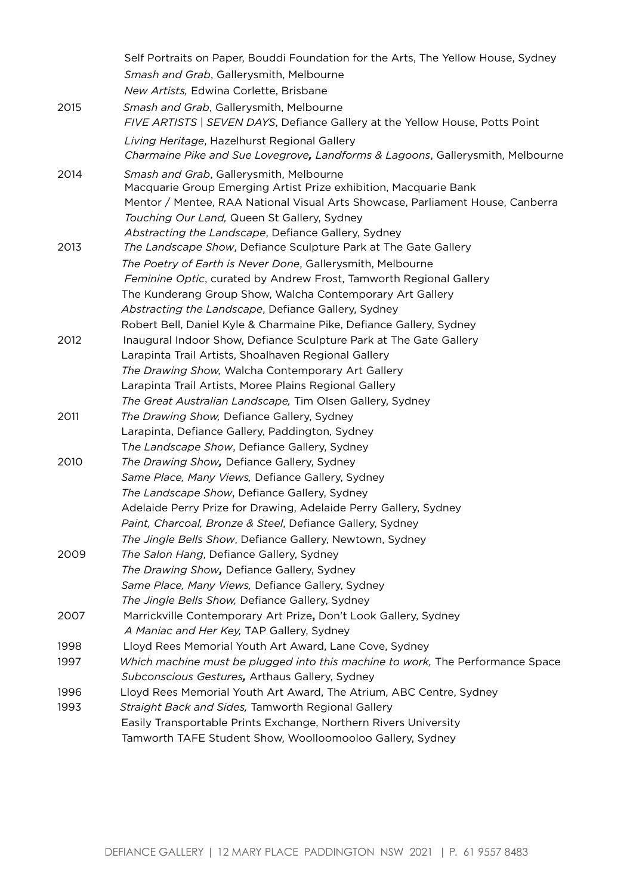| | |
|---|---|
| | Self Portraits on Paper, Bouddi Foundation for the Arts, The Yellow House, Sydney |
| | *Smash and Grab*, Gallerysmith, Melbourne |
| | *New Artists,* Edwina Corlette, Brisbane |
| 2015 | *Smash and Grab*, Gallerysmith, Melbourne |
| | *FIVE ARTISTS \| SEVEN DAYS*, Defiance Gallery at the Yellow House, Potts Point |
| | *Living Heritage*, Hazelhurst Regional Gallery |
| | *Charmaine Pike and Sue Lovegrove, Landforms & Lagoons*, Gallerysmith, Melbourne |
| 2014 | *Smash and Grab*, Gallerysmith, Melbourne |
| | Macquarie Group Emerging Artist Prize exhibition, Macquarie Bank |
| | Mentor / Mentee, RAA National Visual Arts Showcase, Parliament House, Canberra |
| | *Touching Our Land,* Queen St Gallery, Sydney |
| | *Abstracting the Landscape*, Defiance Gallery, Sydney |
| 2013 | *The Landscape Show*, Defiance Sculpture Park at The Gate Gallery |
| | *The Poetry of Earth is Never Done*, Gallerysmith, Melbourne |
| | *Feminine Optic*, curated by Andrew Frost, Tamworth Regional Gallery |
| | The Kunderang Group Show, Walcha Contemporary Art Gallery |
| | *Abstracting the Landscape*, Defiance Gallery, Sydney |
| | Robert Bell, Daniel Kyle & Charmaine Pike, Defiance Gallery, Sydney |
| 2012 | Inaugural Indoor Show, Defiance Sculpture Park at The Gate Gallery |
| | Larapinta Trail Artists, Shoalhaven Regional Gallery |
| | *The Drawing Show,* Walcha Contemporary Art Gallery |
| | Larapinta Trail Artists, Moree Plains Regional Gallery |
| | *The Great Australian Landscape,* Tim Olsen Gallery, Sydney |
| 2011 | *The Drawing Show,* Defiance Gallery, Sydney |
| | Larapinta, Defiance Gallery, Paddington, Sydney |
| | *The Landscape Show*, Defiance Gallery, Sydney |
| 2010 | *The Drawing Show,* Defiance Gallery, Sydney |
| | *Same Place, Many Views,* Defiance Gallery, Sydney |
| | *The Landscape Show*, Defiance Gallery, Sydney |
| | Adelaide Perry Prize for Drawing, Adelaide Perry Gallery, Sydney |
| | *Paint, Charcoal, Bronze & Steel*, Defiance Gallery, Sydney |
| | *The Jingle Bells Show*, Defiance Gallery, Newtown, Sydney |
| 2009 | *The Salon Hang*, Defiance Gallery, Sydney |
| | *The Drawing Show,* Defiance Gallery, Sydney |
| | *Same Place, Many Views,* Defiance Gallery, Sydney |
| | *The Jingle Bells Show,* Defiance Gallery, Sydney |
| 2007 | Marrickville Contemporary Art Prize, Don't Look Gallery, Sydney |
| | *A Maniac and Her Key,* TAP Gallery, Sydney |
| 1998 | Lloyd Rees Memorial Youth Art Award, Lane Cove, Sydney |
| 1997 | *Which machine must be plugged into this machine to work,* The Performance Space |
| | *Subconscious Gestures,* Arthaus Gallery, Sydney |
| 1996 | Lloyd Rees Memorial Youth Art Award, The Atrium, ABC Centre, Sydney |
| 1993 | *Straight Back and Sides,* Tamworth Regional Gallery |
| | Easily Transportable Prints Exchange, Northern Rivers University |
| | Tamworth TAFE Student Show, Woolloomooloo Gallery, Sydney |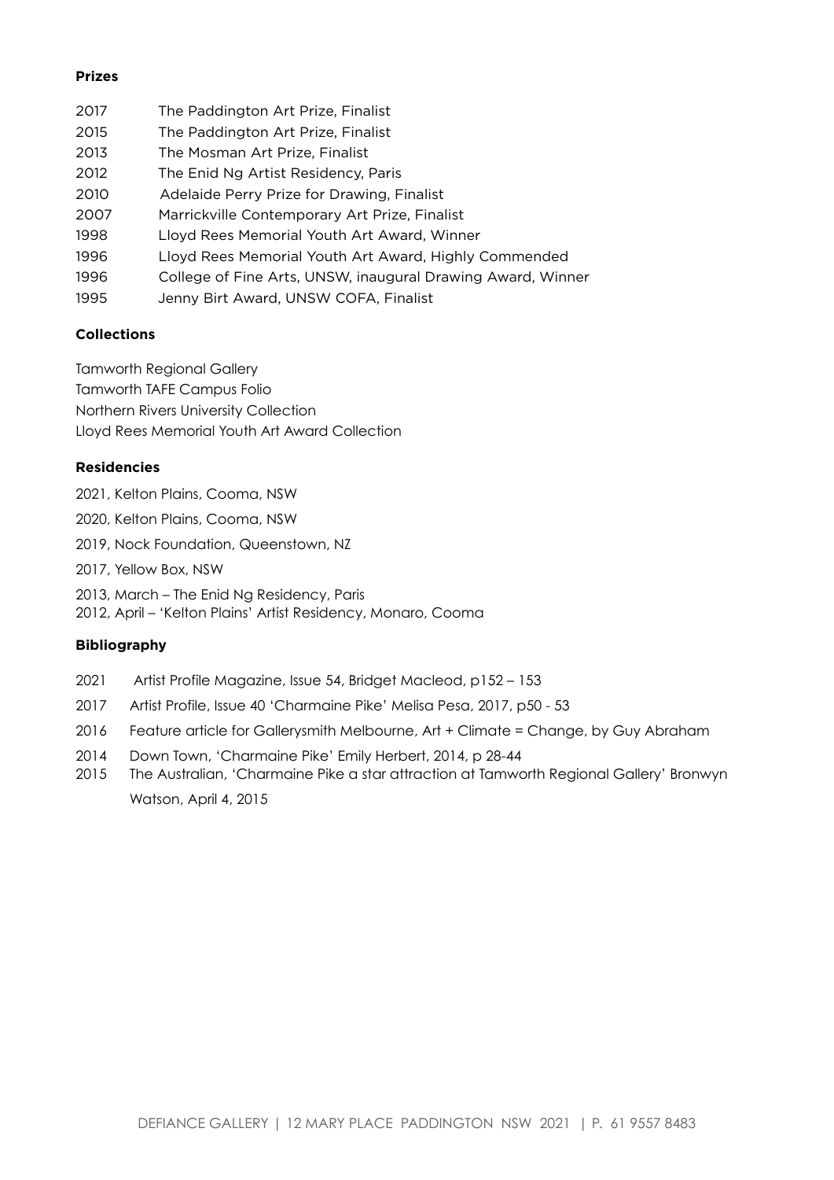**Prizes**

| | |
|---|---|
| 2017 | The Paddington Art Prize, Finalist |
| 2015 | The Paddington Art Prize, Finalist |
| 2013 | The Mosman Art Prize, Finalist |
| 2012 | The Enid Ng Artist Residency, Paris |
| 2010 | Adelaide Perry Prize for Drawing, Finalist |
| 2007 | Marrickville Contemporary Art Prize, Finalist |
| 1998 | Lloyd Rees Memorial Youth Art Award, Winner |
| 1996 | Lloyd Rees Memorial Youth Art Award, Highly Commended |
| 1996 | College of Fine Arts, UNSW, inaugural Drawing Award, Winner |
| 1995 | Jenny Birt Award, UNSW COFA, Finalist |

**Collections**

Tamworth Regional Gallery
Tamworth TAFE Campus Folio
Northern Rivers University Collection
Lloyd Rees Memorial Youth Art Award Collection

**Residencies**

2021, Kelton Plains, Cooma, NSW

2020, Kelton Plains, Cooma, NSW

2019, Nock Foundation, Queenstown, NZ

2017, Yellow Box, NSW

2013, March – The Enid Ng Residency, Paris
2012, April – 'Kelton Plains' Artist Residency, Monaro, Cooma

**Bibliography**

| | |
|---|---|
| 2021 | Artist Profile Magazine, Issue 54, Bridget Macleod, p152 – 153 |
| 2017 | Artist Profile, Issue 40 'Charmaine Pike' Melisa Pesa, 2017, p50 - 53 |
| 2016 | Feature article for Gallerysmith Melbourne, Art + Climate = Change, by Guy Abraham |
| 2014 | Down Town, 'Charmaine Pike' Emily Herbert, 2014, p 28-44 |
| 2015 | The Australian, 'Charmaine Pike a star attraction at Tamworth Regional Gallery' Bronwyn Watson, April 4, 2015 |